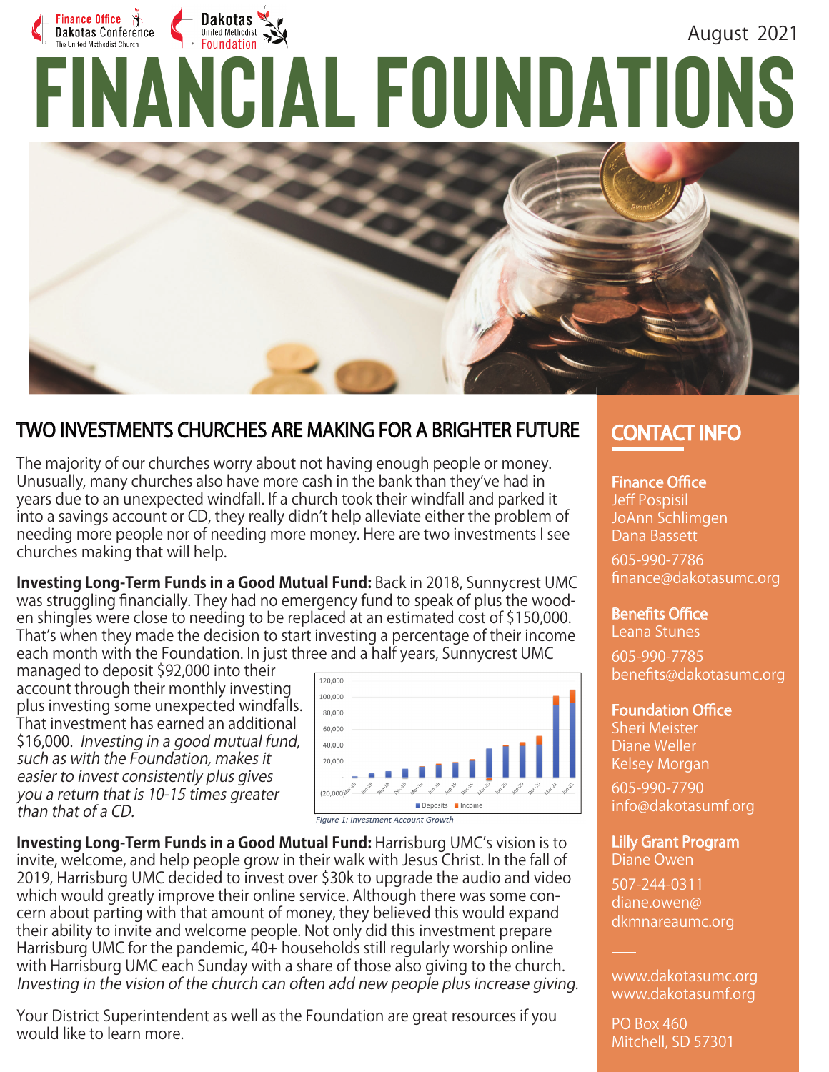Finance Office
Dakotas Conference
The United Methodist Church

Dakotas
United Methodist
Foundation

August 2021

# FINANCIAL FOUNDATIONS

## TWO INVESTMENTS CHURCHES ARE MAKING FOR A BRIGHTER FUTURE

The majority of our churches worry about not having enough people or money. Unusually, many churches also have more cash in the bank than they've had in years due to an unexpected windfall. If a church took their windfall and parked it into a savings account or CD, they really didn't help alleviate either the problem of needing more people nor of needing more money. Here are two investments I see churches making that will help.

**Investing Long-Term Funds in a Good Mutual Fund:** Back in 2018, Sunnycrest UMC was struggling financially. They had no emergency fund to speak of plus the wooden shingles were close to needing to be replaced at an estimated cost of $150,000. That's when they made the decision to start investing a percentage of their income each month with the Foundation. In just three and a half years, Sunnycrest UMC managed to deposit $92,000 into their account through their monthly investing plus investing some unexpected windfalls. That investment has earned an additional $16,000. *Investing in a good mutual fund, such as with the Foundation, makes it easier to invest consistently plus gives you a return that is 10-15 times greater than that of a CD.*

*Figure 1: Investment Account Growth*

**Investing Long-Term Funds in a Good Mutual Fund:** Harrisburg UMC's vision is to invite, welcome, and help people grow in their walk with Jesus Christ. In the fall of 2019, Harrisburg UMC decided to invest over $30k to upgrade the audio and video which would greatly improve their online service. Although there was some concern about parting with that amount of money, they believed this would expand their ability to invite and welcome people. Not only did this investment prepare Harrisburg UMC for the pandemic, 40+ households still regularly worship online with Harrisburg UMC each Sunday with a share of those also giving to the church. *Investing in the vision of the church can often add new people plus increase giving.*

Your District Superintendent as well as the Foundation are great resources if you would like to learn more.

## CONTACT INFO

**Finance Office**
Jeff Pospisil
JoAnn Schlimgen
Dana Bassett

605-990-7786
finance@dakotasumc.org

**Benefits Office**
Leana Stunes

605-990-7785
benefits@dakotasumc.org

**Foundation Office**
Sheri Meister
Diane Weller
Kelsey Morgan

605-990-7790
info@dakotasumf.org

**Lilly Grant Program**
Diane Owen

507-244-0311
diane.owen@dkmnareaumc.org

www.dakotasumc.org
www.dakotasumf.org

PO Box 460
Mitchell, SD 57301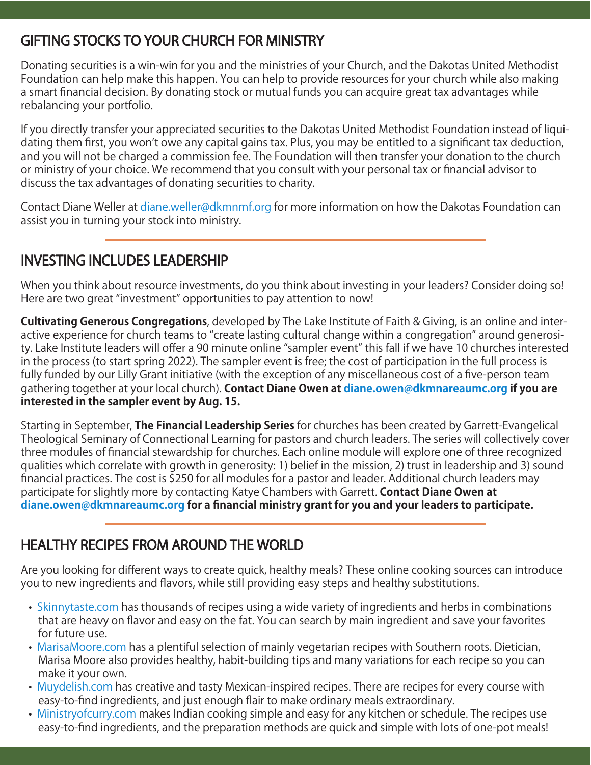## GIFTING STOCKS TO YOUR CHURCH FOR MINISTRY

Donating securities is a win-win for you and the ministries of your Church, and the Dakotas United Methodist Foundation can help make this happen. You can help to provide resources for your church while also making a smart financial decision. By donating stock or mutual funds you can acquire great tax advantages while rebalancing your portfolio.

If you directly transfer your appreciated securities to the Dakotas United Methodist Foundation instead of liquidating them first, you won't owe any capital gains tax. Plus, you may be entitled to a significant tax deduction, and you will not be charged a commission fee. The Foundation will then transfer your donation to the church or ministry of your choice. We recommend that you consult with your personal tax or financial advisor to discuss the tax advantages of donating securities to charity.

Contact Diane Weller at diane.weller@dkmnmf.org for more information on how the Dakotas Foundation can assist you in turning your stock into ministry.

## INVESTING INCLUDES LEADERSHIP

When you think about resource investments, do you think about investing in your leaders? Consider doing so! Here are two great "investment" opportunities to pay attention to now!

**Cultivating Generous Congregations**, developed by The Lake Institute of Faith & Giving, is an online and interactive experience for church teams to "create lasting cultural change within a congregation" around generosity. Lake Institute leaders will offer a 90 minute online "sampler event" this fall if we have 10 churches interested in the process (to start spring 2022). The sampler event is free; the cost of participation in the full process is fully funded by our Lilly Grant initiative (with the exception of any miscellaneous cost of a five-person team gathering together at your local church). **Contact Diane Owen at diane.owen@dkmnareaumc.org if you are interested in the sampler event by Aug. 15.**

Starting in September, **The Financial Leadership Series** for churches has been created by Garrett-Evangelical Theological Seminary of Connectional Learning for pastors and church leaders. The series will collectively cover three modules of financial stewardship for churches. Each online module will explore one of three recognized qualities which correlate with growth in generosity: 1) belief in the mission, 2) trust in leadership and 3) sound financial practices. The cost is $250 for all modules for a pastor and leader. Additional church leaders may participate for slightly more by contacting Katye Chambers with Garrett. **Contact Diane Owen at diane.owen@dkmnareaumc.org for a financial ministry grant for you and your leaders to participate.**

## HEALTHY RECIPES FROM AROUND THE WORLD

Are you looking for different ways to create quick, healthy meals? These online cooking sources can introduce you to new ingredients and flavors, while still providing easy steps and healthy substitutions.

- Skinnytaste.com has thousands of recipes using a wide variety of ingredients and herbs in combinations that are heavy on flavor and easy on the fat. You can search by main ingredient and save your favorites for future use.
- MarisaMoore.com has a plentiful selection of mainly vegetarian recipes with Southern roots. Dietician, Marisa Moore also provides healthy, habit-building tips and many variations for each recipe so you can make it your own.
- Muydelish.com has creative and tasty Mexican-inspired recipes. There are recipes for every course with easy-to-find ingredients, and just enough flair to make ordinary meals extraordinary.
- Ministryofcurry.com makes Indian cooking simple and easy for any kitchen or schedule. The recipes use easy-to-find ingredients, and the preparation methods are quick and simple with lots of one-pot meals!